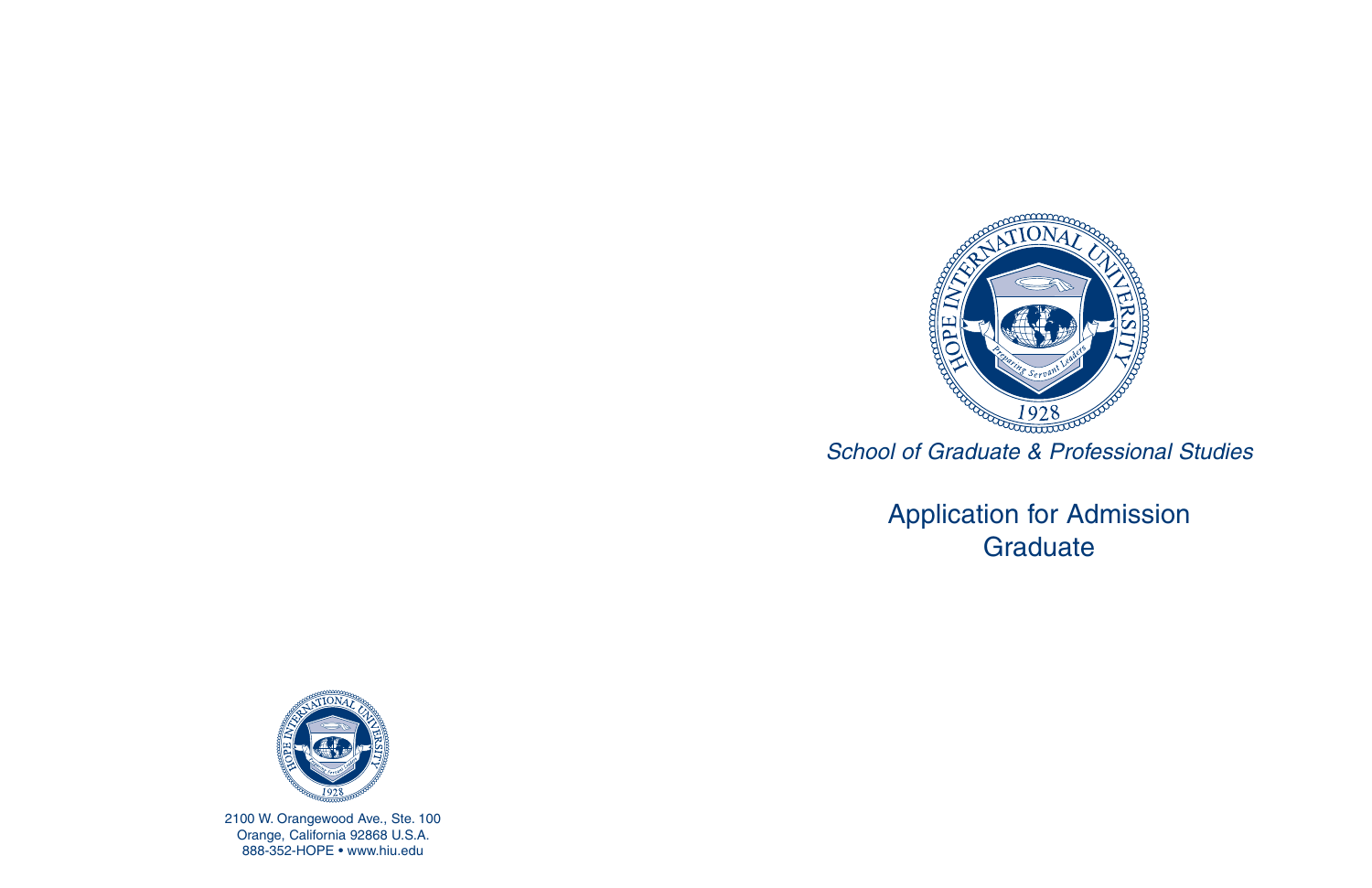*School of Graduate & Professional Studies*

# Application for Admission
# Graduate

2100 W. Orangewood Ave., Ste. 100
Orange, California 92868 U.S.A.
888-352-HOPE • www.hiu.edu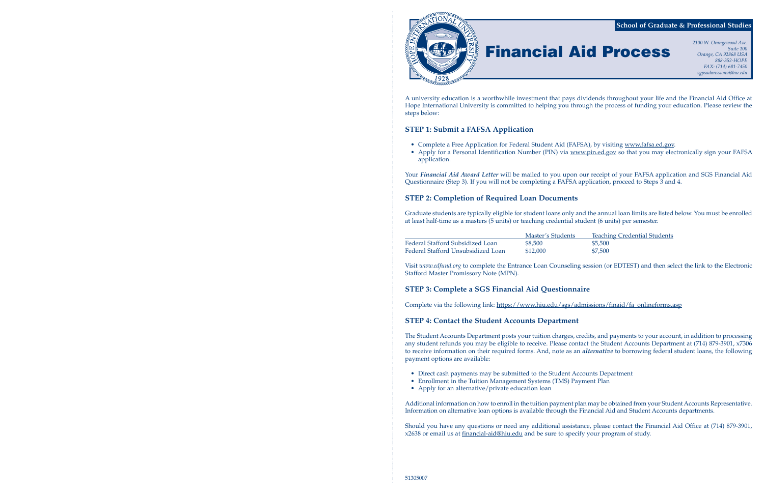School of Graduate & Professional Studies

# Financial Aid Process

*2100 W. Orangewood Ave.*
*Suite 100*
*Orange, CA 92868 USA*
*888-352-HOPE*
*FAX: (714) 681-7450*
*sgpsadmissions@hiu.edu*

A university education is a worthwhile investment that pays dividends throughout your life and the Financial Aid Office at Hope International University is committed to helping you through the process of funding your education. Please review the steps below:

## STEP 1: Submit a FAFSA Application

- Complete a Free Application for Federal Student Aid (FAFSA), by visiting www.fafsa.ed.gov.
- Apply for a Personal Identification Number (PIN) via www.pin.ed.gov so that you may electronically sign your FAFSA application.

Your ***Financial Aid Award Letter*** will be mailed to you upon our receipt of your FAFSA application and SGS Financial Aid Questionnaire (Step 3). If you will not be completing a FAFSA application, proceed to Steps 3 and 4.

## STEP 2: Completion of Required Loan Documents

Graduate students are typically eligible for student loans only and the annual loan limits are listed below. You must be enrolled at least half-time as a masters (5 units) or teaching credential student (6 units) per semester.

| | Master's Students | Teaching Credential Students |
|---|---|---|
| Federal Stafford Subsidized Loan | $8,500 | $5,500 |
| Federal Stafford Unsubsidized Loan | $12,000 | $7,500 |

Visit *www.edfund.org* to complete the Entrance Loan Counseling session (or EDTEST) and then select the link to the Electronic Stafford Master Promissory Note (MPN).

## STEP 3: Complete a SGS Financial Aid Questionnaire

Complete via the following link: https://www.hiu.edu/sgs/admissions/finaid/fa_onlineforms.asp

## STEP 4: Contact the Student Accounts Department

The Student Accounts Department posts your tuition charges, credits, and payments to your account, in addition to processing any student refunds you may be eligible to receive. Please contact the Student Accounts Department at (714) 879-3901, x7306 to receive information on their required forms. And, note as an ***alternative*** to borrowing federal student loans, the following payment options are available:

- Direct cash payments may be submitted to the Student Accounts Department
- Enrollment in the Tuition Management Systems (TMS) Payment Plan
- Apply for an alternative/private education loan

Additional information on how to enroll in the tuition payment plan may be obtained from your Student Accounts Representative. Information on alternative loan options is available through the Financial Aid and Student Accounts departments.

Should you have any questions or need any additional assistance, please contact the Financial Aid Office at (714) 879-3901, x2638 or email us at financial-aid@hiu.edu and be sure to specify your program of study.

51305007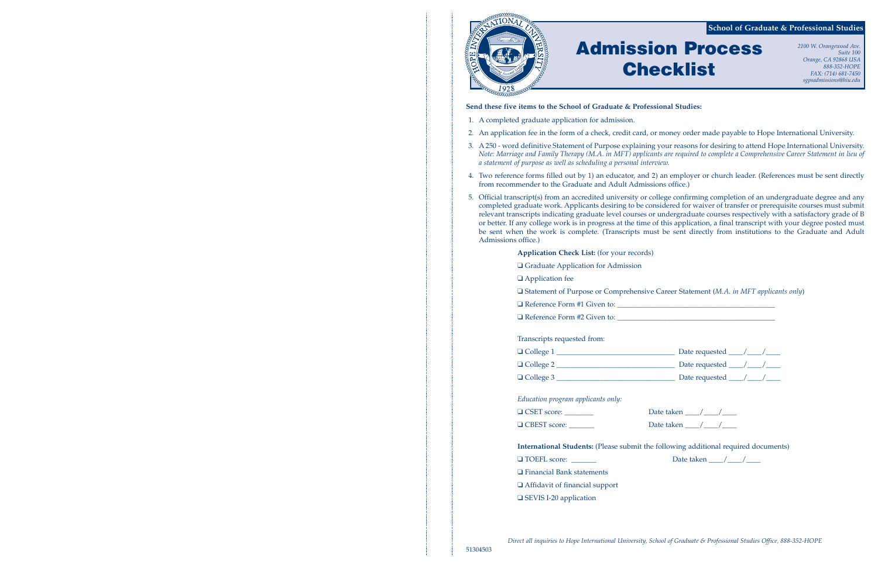**School of Graduate & Professional Studies**

# Admission Process Checklist

*2100 W. Orangewood Ave.*
*Suite 100*
*Orange, CA 92868 USA*
*888-352-HOPE*
*FAX: (714) 681-7450*
*sgpsadmissions@hiu.edu*

**Send these five items to the School of Graduate & Professional Studies:**

1. A completed graduate application for admission.
2. An application fee in the form of a check, credit card, or money order made payable to Hope International University.
3. A 250 - word definitive Statement of Purpose explaining your reasons for desiring to attend Hope International University. *Note: Marriage and Family Therapy (M.A. in MFT) applicants are required to complete a Comprehensive Career Statement in lieu of a statement of purpose as well as scheduling a personal interview.*
4. Two reference forms filled out by 1) an educator, and 2) an employer or church leader. (References must be sent directly from recommender to the Graduate and Adult Admissions office.)
5. Official transcript(s) from an accredited university or college confirming completion of an undergraduate degree and any completed graduate work. Applicants desiring to be considered for waiver of transfer or prerequisite courses must submit relevant transcripts indicating graduate level courses or undergraduate courses respectively with a satisfactory grade of B or better. If any college work is in progress at the time of this application, a final transcript with your degree posted must be sent when the work is complete. (Transcripts must be sent directly from institutions to the Graduate and Adult Admissions office.)

**Application Check List:** (for your records)

❑ Graduate Application for Admission

❑ Application fee

❑ Statement of Purpose or Comprehensive Career Statement (*M.A. in MFT applicants only*)

❑ Reference Form #1 Given to: ________________________________________

❑ Reference Form #2 Given to: ________________________________________

Transcripts requested from:

❑ College 1 ______________________________ Date requested ____/____/____

❑ College 2 ______________________________ Date requested ____/____/____

❑ College 3 ______________________________ Date requested ____/____/____

*Education program applicants only:*

❑ CSET score: ________ Date taken ____/____/____

❑ CBEST score: _______ Date taken ____/____/____

**International Students:** (Please submit the following additional required documents)

❑ TOEFL score: _______ Date taken ____/____/____

❑ Financial Bank statements

❑ Affidavit of financial support

❑ SEVIS I-20 application

*Direct all inquiries to Hope International University, School of Graduate & Professional Studies Office, 888-352-HOPE*

51304503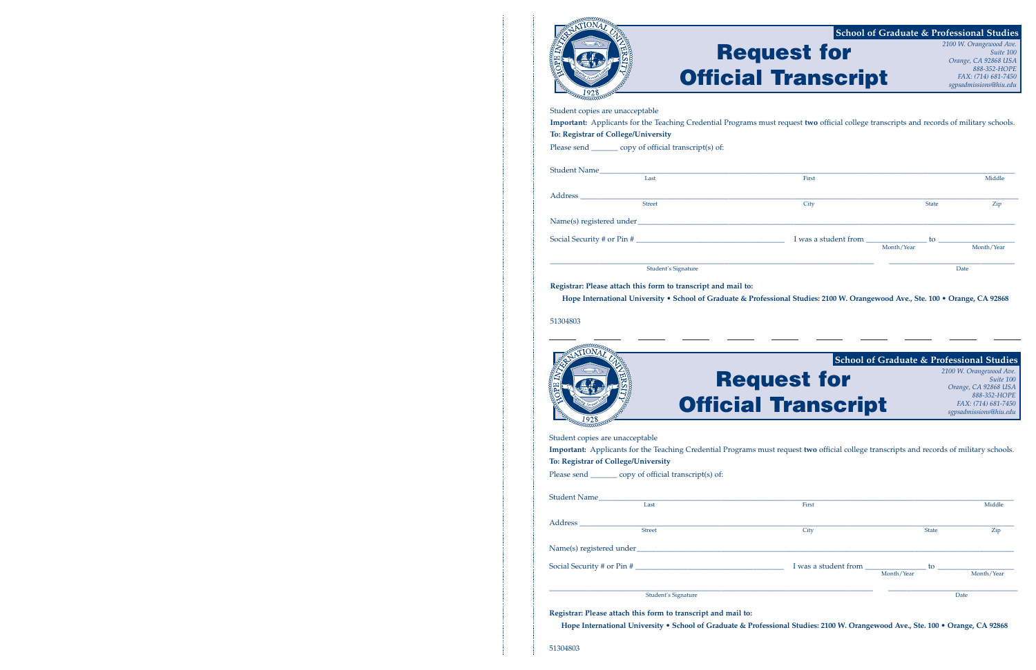**School of Graduate & Professional Studies**

*2100 W. Orangewood Ave.*
*Suite 100*
*Orange, CA 92868 USA*
*888-352-HOPE*
*FAX: (714) 681-7450*
*sgpsadmissions@hiu.edu*

# Request for Official Transcript

Student copies are unacceptable

**Important:** Applicants for the Teaching Credential Programs must request **two** official college transcripts and records of military schools.

**To: Registrar of College/University**

Please send _______ copy of official transcript(s) of:

Student Name________________________________________________
Last First Middle

Address ____________________________________________________
Street City State Zip

Name(s) registered under_____________________________________

Social Security # or Pin # _____________________ I was a student from _____________ to _____________
Month/Year Month/Year

_______________________________________ _______________
Student's Signature Date

**Registrar: Please attach this form to transcript and mail to:**

**Hope International University • School of Graduate & Professional Studies: 2100 W. Orangewood Ave., Ste. 100 • Orange, CA 92868**

51304803

---

**School of Graduate & Professional Studies**

*2100 W. Orangewood Ave.*
*Suite 100*
*Orange, CA 92868 USA*
*888-352-HOPE*
*FAX: (714) 681-7450*
*sgpsadmissions@hiu.edu*

# Request for Official Transcript

Student copies are unacceptable

**Important:** Applicants for the Teaching Credential Programs must request **two** official college transcripts and records of military schools.

**To: Registrar of College/University**

Please send _______ copy of official transcript(s) of:

Student Name________________________________________________
Last First Middle

Address ____________________________________________________
Street City State Zip

Name(s) registered under_____________________________________

Social Security # or Pin # _____________________ I was a student from _____________ to _____________
Month/Year Month/Year

_______________________________________ _______________
Student's Signature Date

**Registrar: Please attach this form to transcript and mail to:**

**Hope International University • School of Graduate & Professional Studies: 2100 W. Orangewood Ave., Ste. 100 • Orange, CA 92868**

51304803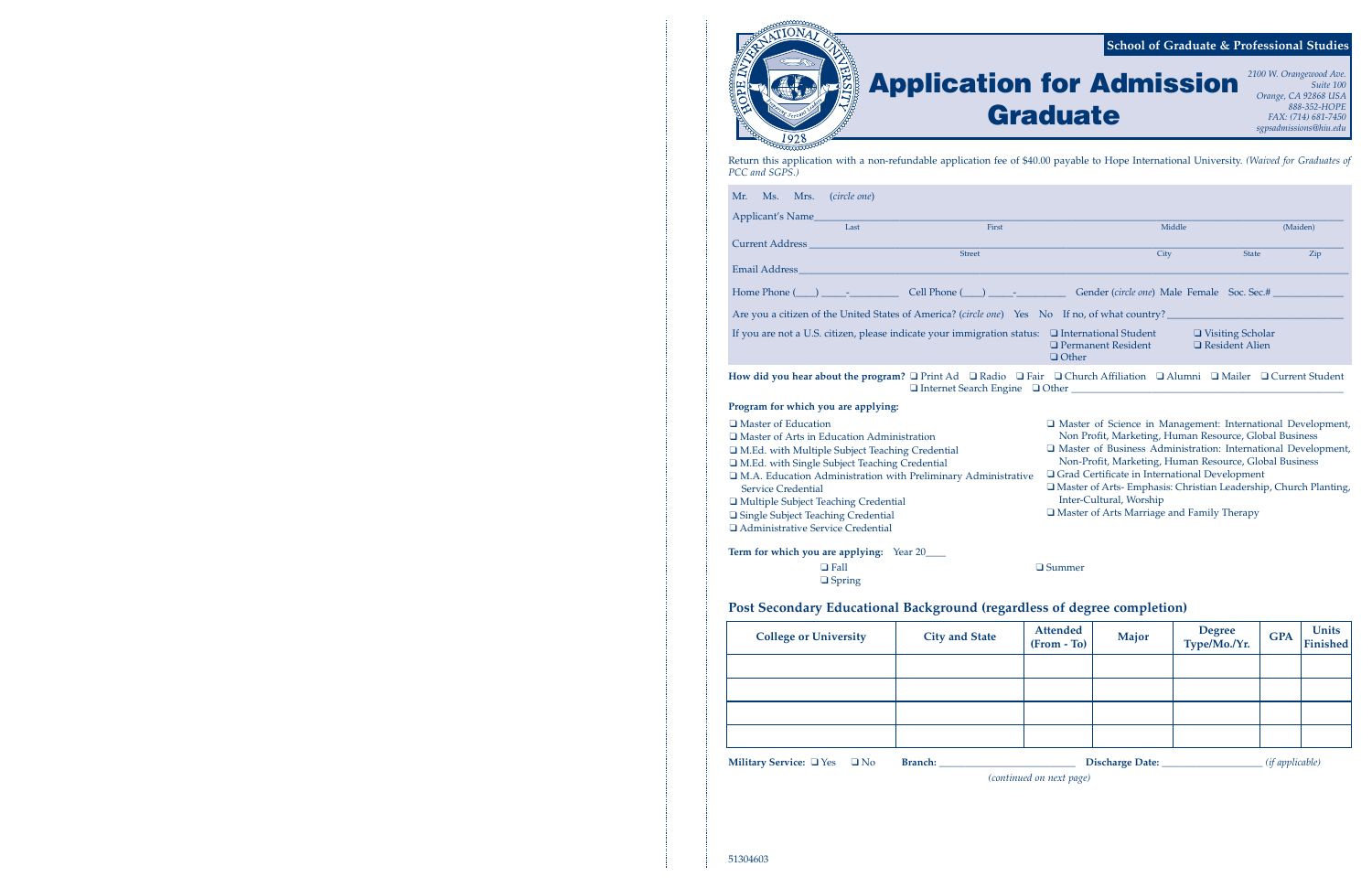**School of Graduate & Professional Studies**

# Application for Admission Graduate

*2100 W. Orangewood Ave. Suite 100*
*Orange, CA 92868 USA*
*888-352-HOPE*
*FAX: (714) 681-7450*
*sgpsadmissions@hiu.edu*

Return this application with a non-refundable application fee of $40.00 payable to Hope International University. *(Waived for Graduates of PCC and SGPS.)*

Mr. Ms. Mrs. (*circle one*)

Applicant's Name________________________________________________
Last First Middle (Maiden)

Current Address_________________________________________________
Street City State Zip

Email Address___________________________________________________

Home Phone (____) _____-_________ Cell Phone (____) _____-_________ Gender (*circle one*) Male Female Soc. Sec.# ____________

Are you a citizen of the United States of America? (*circle one*) Yes No If no, of what country?______________________

If you are not a U.S. citizen, please indicate your immigration status:
- ❑ International Student
- ❑ Visiting Scholar
- ❑ Permanent Resident
- ❑ Resident Alien
- ❑ Other

**How did you hear about the program?** ❑ Print Ad ❑ Radio ❑ Fair ❑ Church Affiliation ❑ Alumni ❑ Mailer ❑ Current Student ❑ Internet Search Engine ❑ Other ______________________

**Program for which you are applying:**

- ❑ Master of Education
- ❑ Master of Arts in Education Administration
- ❑ M.Ed. with Multiple Subject Teaching Credential
- ❑ M.Ed. with Single Subject Teaching Credential
- ❑ M.A. Education Administration with Preliminary Administrative Service Credential
- ❑ Multiple Subject Teaching Credential
- ❑ Single Subject Teaching Credential
- ❑ Administrative Service Credential
- ❑ Master of Science in Management: International Development, Non Profit, Marketing, Human Resource, Global Business
- ❑ Master of Business Administration: International Development, Non-Profit, Marketing, Human Resource, Global Business
- ❑ Grad Certificate in International Development
- ❑ Master of Arts- Emphasis: Christian Leadership, Church Planting, Inter-Cultural, Worship
- ❑ Master of Arts Marriage and Family Therapy

**Term for which you are applying:** Year 20____

- ❑ Fall
- ❑ Spring
- ❑ Summer

## Post Secondary Educational Background (regardless of degree completion)

| College or University | City and State | Attended (From - To) | Major | Degree Type/Mo./Yr. | GPA | Units Finished |
|---|---|---|---|---|---|---|
| | | | | | | |
| | | | | | | |
| | | | | | | |
| | | | | | | |

**Military Service:** ❑ Yes ❑ No **Branch:** ______________________ **Discharge Date:** ________________ *(if applicable)*

*(continued on next page)*

51304603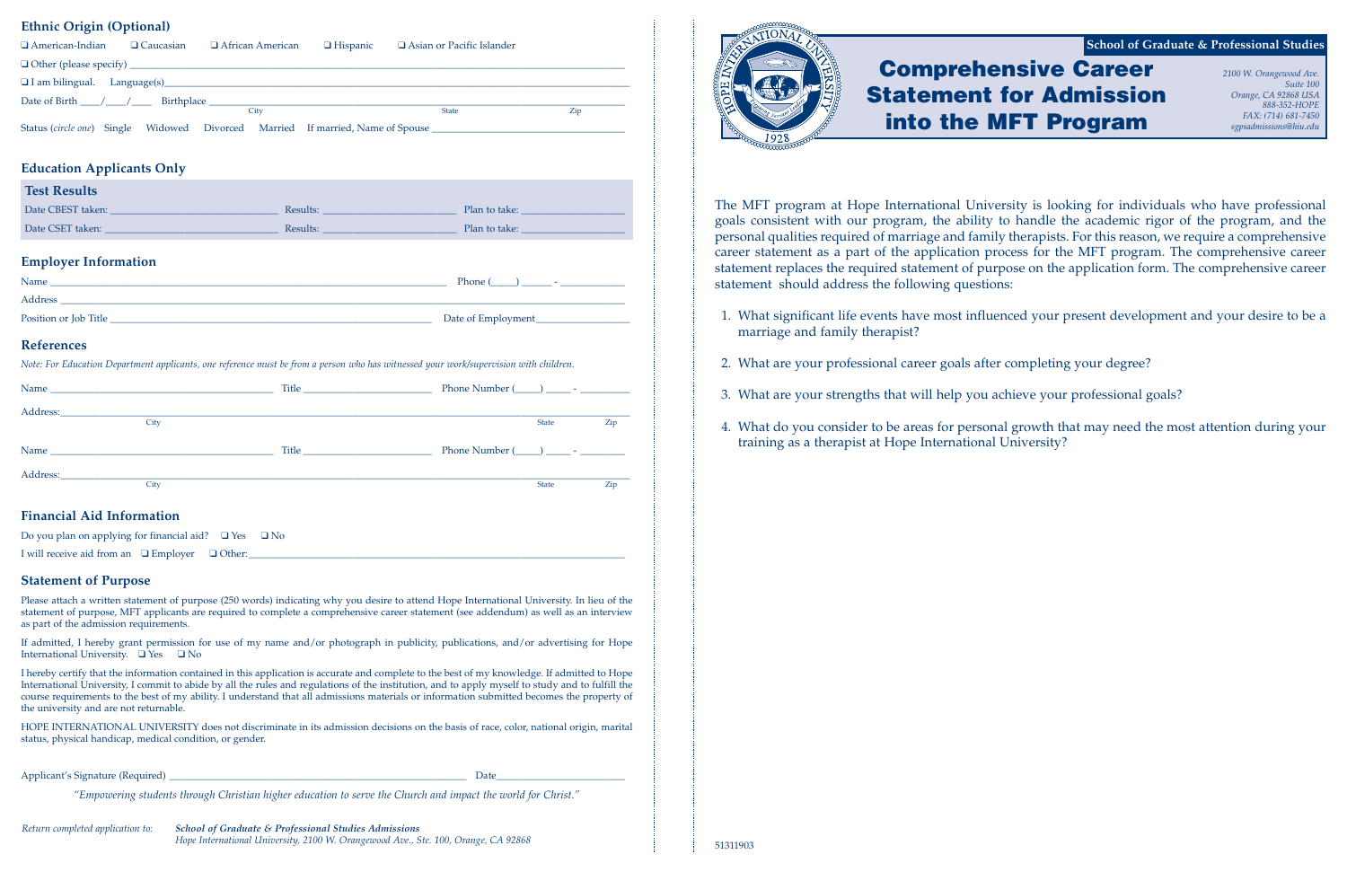## Ethnic Origin (Optional)

❑ American-Indian ❑ Caucasian ❑ African American ❑ Hispanic ❑ Asian or Pacific Islander

❑ Other (please specify) ____________________

❑ I am bilingual. Language(s)____________________

Date of Birth ____/____/____ Birthplace ____________________ City ____________ State ____________ Zip ____________

Status (*circle one*) Single Widowed Divorced Married If married, Name of Spouse ____________________

## Education Applicants Only

### Test Results

Date CBEST taken: ____________ Results: ____________ Plan to take: ____________

Date CSET taken: ____________ Results: ____________ Plan to take: ____________

### Employer Information

Name ____________________ Phone (____) ______ - ____________

Address ____________________

Position or Job Title ____________________ Date of Employment____________

### References

*Note: For Education Department applicants, one reference must be from a person who has witnessed your work/supervision with children.*

Name ____________________ Title ____________ Phone Number (____) _____ - _________

Address:____________________ City ____________ State ____________ Zip ____________

Name ____________________ Title ____________ Phone Number (____) _____ - _________

Address:____________________ City ____________ State ____________ Zip ____________

### Financial Aid Information

Do you plan on applying for financial aid? ❑ Yes ❑ No

I will receive aid from an ❑ Employer ❑ Other:____________________

### Statement of Purpose

Please attach a written statement of purpose (250 words) indicating why you desire to attend Hope International University. In lieu of the statement of purpose, MFT applicants are required to complete a comprehensive career statement (see addendum) as well as an interview as part of the admission requirements.

If admitted, I hereby grant permission for use of my name and/or photograph in publicity, publications, and/or advertising for Hope International University. ❑ Yes ❑ No

I hereby certify that the information contained in this application is accurate and complete to the best of my knowledge. If admitted to Hope International University, I commit to abide by all the rules and regulations of the institution, and to apply myself to study and to fulfill the course requirements to the best of my ability. I understand that all admissions materials or information submitted becomes the property of the university and are not returnable.

HOPE INTERNATIONAL UNIVERSITY does not discriminate in its admission decisions on the basis of race, color, national origin, marital status, physical handicap, medical condition, or gender.

Applicant's Signature (Required) ____________________ Date____________

*"Empowering students through Christian higher education to serve the Church and impact the world for Christ."*

*Return completed application to:* ***School of Graduate & Professional Studies Admissions***
*Hope International University, 2100 W. Orangewood Ave., Ste. 100, Orange, CA 92868*

---

**School of Graduate & Professional Studies**

*2100 W. Orangewood Ave.*
*Suite 100*
*Orange, CA 92868 USA*
*888-352-HOPE*
*FAX: (714) 681-7450*
*sgpsadmissions@hiu.edu*

# Comprehensive Career Statement for Admission into the MFT Program

The MFT program at Hope International University is looking for individuals who have professional goals consistent with our program, the ability to handle the academic rigor of the program, and the personal qualities required of marriage and family therapists. For this reason, we require a comprehensive career statement as a part of the application process for the MFT program. The comprehensive career statement replaces the required statement of purpose on the application form. The comprehensive career statement should address the following questions:

1. What significant life events have most influenced your present development and your desire to be a marriage and family therapist?
2. What are your professional career goals after completing your degree?
3. What are your strengths that will help you achieve your professional goals?
4. What do you consider to be areas for personal growth that may need the most attention during your training as a therapist at Hope International University?

51311903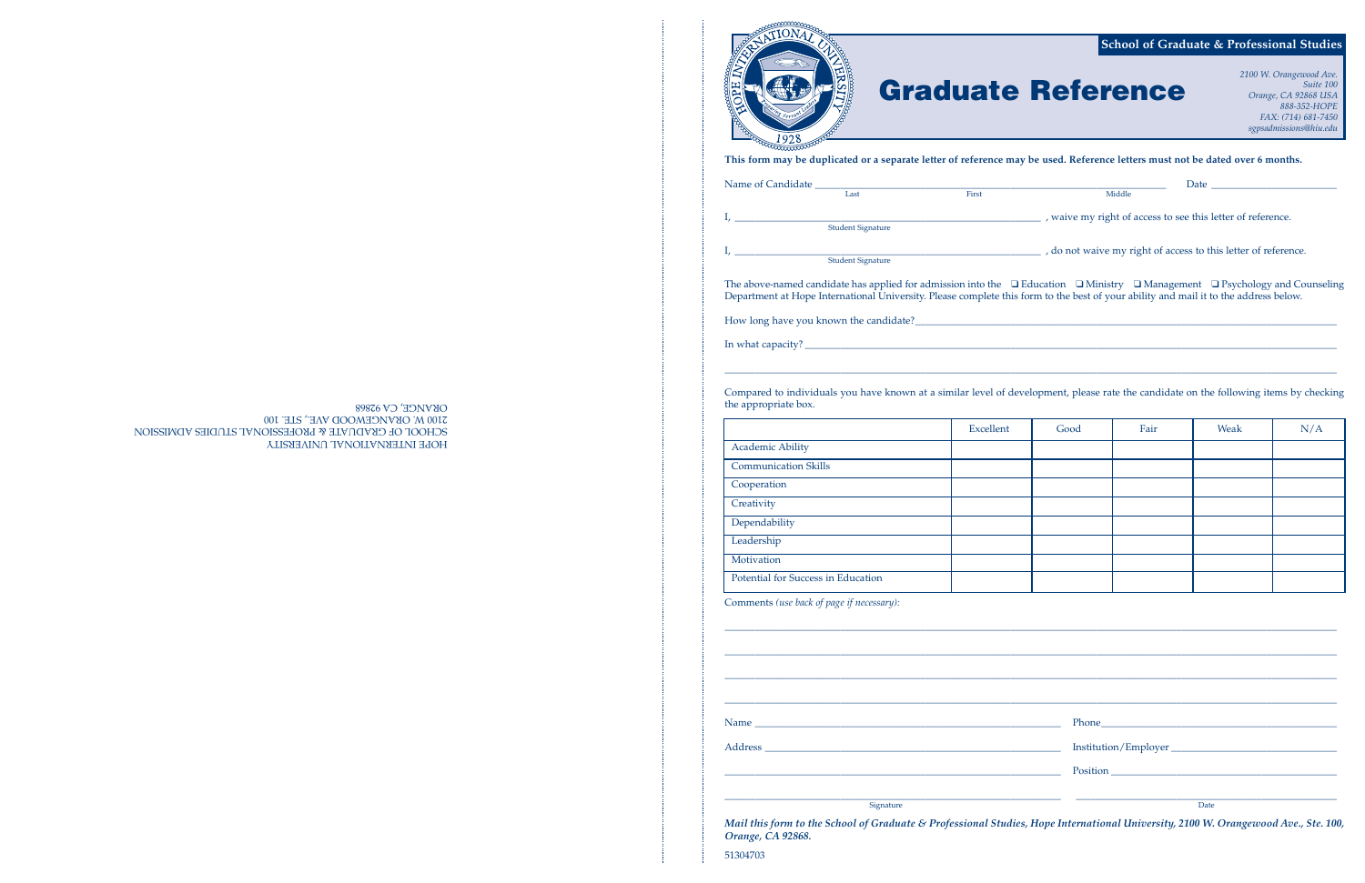HOPE INTERNATIONAL UNIVERSITY
SCHOOL OF GRADUATE & PROFESSIONAL STUDIES ADMISSION
2100 W. ORANGEWOOD AVE., STE. 100
ORANGE, CA 92868

**School of Graduate & Professional Studies**

# Graduate Reference

*2100 W. Orangewood Ave.*
*Suite 100*
*Orange, CA 92868 USA*
*888-352-HOPE*
*FAX: (714) 681-7450*
*sgpsadmissions@hiu.edu*

**This form may be duplicated or a separate letter of reference may be used. Reference letters must not be dated over 6 months.**

Name of Candidate ______________________________________________ Date ____________________
Last First Middle

I, ______________________________________ , waive my right of access to see this letter of reference.
Student Signature

I, ______________________________________ , do not waive my right of access to this letter of reference.
Student Signature

The above-named candidate has applied for admission into the ❑ Education ❑ Ministry ❑ Management ❑ Psychology and Counseling Department at Hope International University. Please complete this form to the best of your ability and mail it to the address below.

How long have you known the candidate?______________________________________________

In what capacity?______________________________________________

______________________________________________

Compared to individuals you have known at a similar level of development, please rate the candidate on the following items by checking the appropriate box.

| | Excellent | Good | Fair | Weak | N/A |
|---|---|---|---|---|---|
| Academic Ability | | | | | |
| Communication Skills | | | | | |
| Cooperation | | | | | |
| Creativity | | | | | |
| Dependability | | | | | |
| Leadership | | | | | |
| Motivation | | | | | |
| Potential for Success in Education | | | | | |

Comments *(use back of page if necessary)*:

______________________________________________

______________________________________________

______________________________________________

______________________________________________

Name ______________________________ Phone______________________________

Address ______________________________ Institution/Employer ______________________________

______________________________ Position ______________________________

______________________________ ______________________________
Signature Date

***Mail this form to the School of Graduate & Professional Studies, Hope International University, 2100 W. Orangewood Ave., Ste. 100, Orange, CA 92868.***

51304703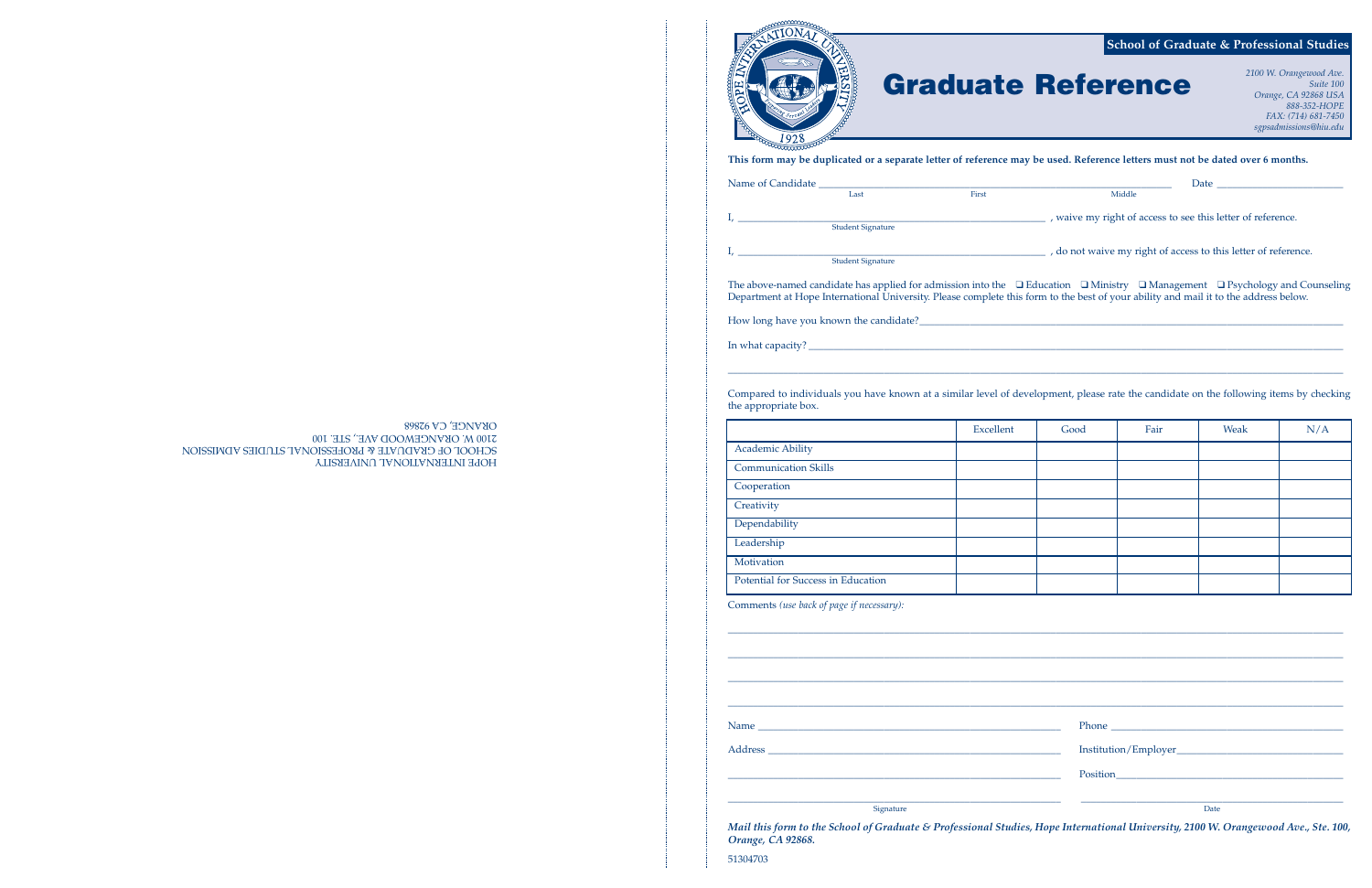HOPE INTERNATIONAL UNIVERSITY
SCHOOL OF GRADUATE & PROFESSIONAL STUDIES ADMISSION
2100 W. ORANGEWOOD AVE., STE. 100
ORANGE, CA 92868

HOPE INTERNATIONAL UNIVERSITY 1928

**School of Graduate & Professional Studies**

# Graduate Reference

*2100 W. Orangewood Ave.*
*Suite 100*
*Orange, CA 92868 USA*
*888-352-HOPE*
*FAX: (714) 681-7450*
*sgpsadmissions@hiu.edu*

**This form may be duplicated or a separate letter of reference may be used. Reference letters must not be dated over 6 months.**

Name of Candidate ______________________________________________ Date ____________________
Last First Middle

I, ______________________________ , waive my right of access to see this letter of reference.
Student Signature

I, ______________________________ , do not waive my right of access to this letter of reference.
Student Signature

The above-named candidate has applied for admission into the ❑ Education ❑ Ministry ❑ Management ❑ Psychology and Counseling Department at Hope International University. Please complete this form to the best of your ability and mail it to the address below.

How long have you known the candidate? ______________________________________________

In what capacity? ______________________________________________

______________________________________________

Compared to individuals you have known at a similar level of development, please rate the candidate on the following items by checking the appropriate box.

| | Excellent | Good | Fair | Weak | N/A |
|---|---|---|---|---|---|
| Academic Ability | | | | | |
| Communication Skills | | | | | |
| Cooperation | | | | | |
| Creativity | | | | | |
| Dependability | | | | | |
| Leadership | | | | | |
| Motivation | | | | | |
| Potential for Success in Education | | | | | |

Comments *(use back of page if necessary)*:

______________________________________________

______________________________________________

______________________________________________

______________________________________________

Name ______________________________ Phone ______________________________

Address ______________________________ Institution/Employer ______________________________

______________________________ Position ______________________________

______________________________ ______________________________
Signature Date

***Mail this form to the School of Graduate & Professional Studies, Hope International University, 2100 W. Orangewood Ave., Ste. 100, Orange, CA 92868.***

51304703